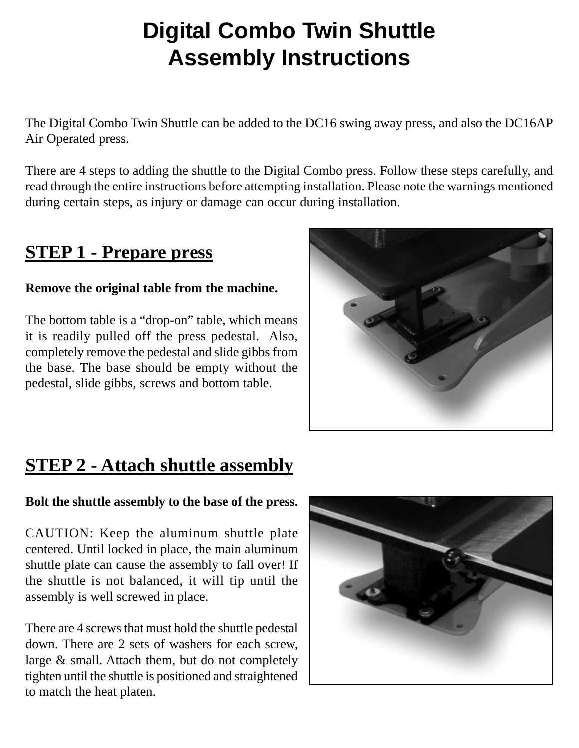# Digital Combo Twin Shuttle Assembly Instructions

The Digital Combo Twin Shuttle can be added to the DC16 swing away press, and also the DC16AP Air Operated press.

There are 4 steps to adding the shuttle to the Digital Combo press. Follow these steps carefully, and read through the entire instructions before attempting installation. Please note the warnings mentioned during certain steps, as injury or damage can occur during installation.

## STEP 1 - Prepare press

**Remove the original table from the machine.**

The bottom table is a "drop-on" table, which means it is readily pulled off the press pedestal. Also, completely remove the pedestal and slide gibbs from the base. The base should be empty without the pedestal, slide gibbs, screws and bottom table.

## STEP 2 - Attach shuttle assembly

**Bolt the shuttle assembly to the base of the press.**

CAUTION: Keep the aluminum shuttle plate centered. Until locked in place, the main aluminum shuttle plate can cause the assembly to fall over! If the shuttle is not balanced, it will tip until the assembly is well screwed in place.

There are 4 screws that must hold the shuttle pedestal down. There are 2 sets of washers for each screw, large & small. Attach them, but do not completely tighten until the shuttle is positioned and straightened to match the heat platen.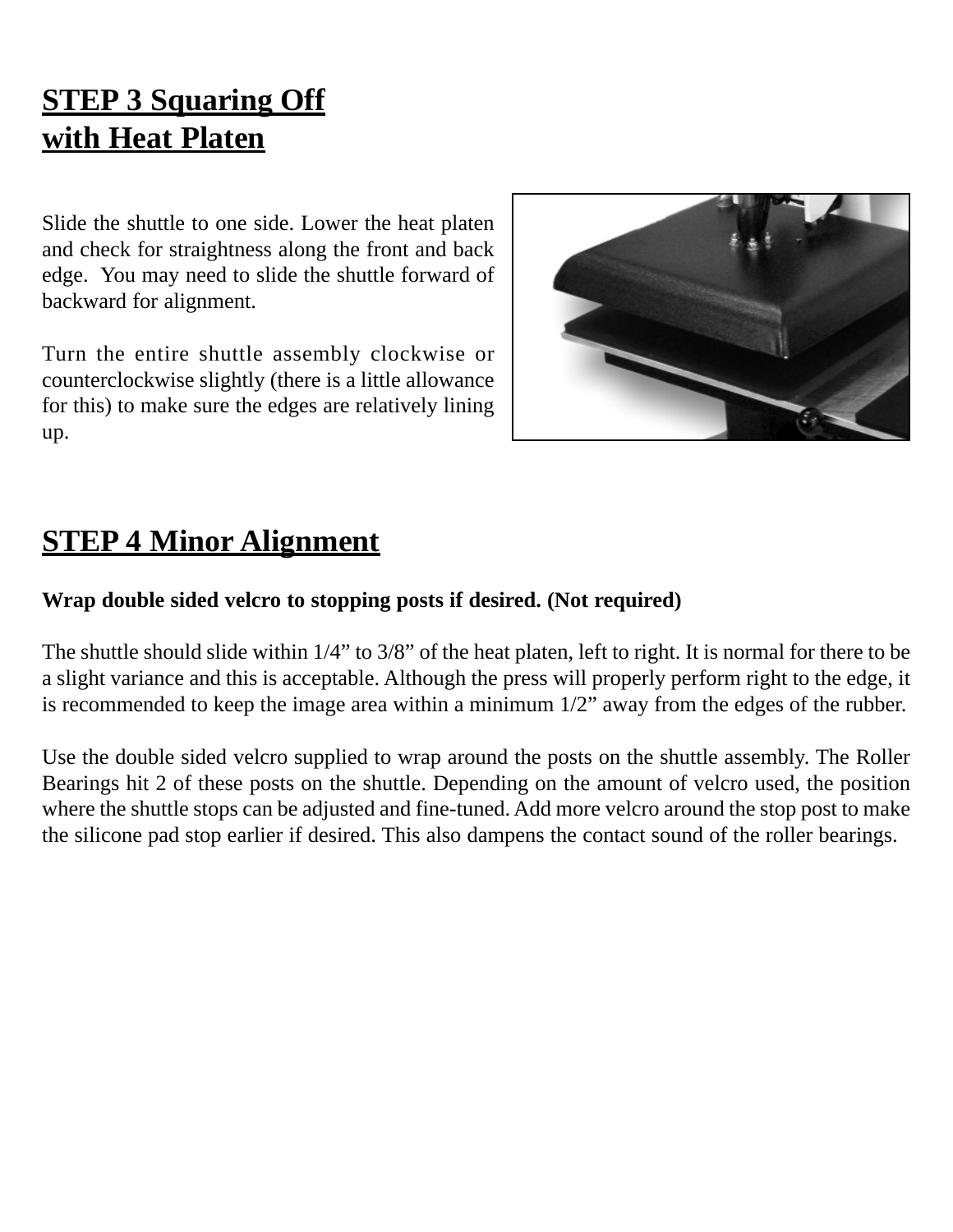## STEP 3 Squaring Off with Heat Platen

Slide the shuttle to one side. Lower the heat platen and check for straightness along the front and back edge. You may need to slide the shuttle forward of backward for alignment.

Turn the entire shuttle assembly clockwise or counterclockwise slightly (there is a little allowance for this) to make sure the edges are relatively lining up.

## STEP 4 Minor Alignment

**Wrap double sided velcro to stopping posts if desired. (Not required)**

The shuttle should slide within 1/4” to 3/8” of the heat platen, left to right. It is normal for there to be a slight variance and this is acceptable. Although the press will properly perform right to the edge, it is recommended to keep the image area within a minimum 1/2” away from the edges of the rubber.

Use the double sided velcro supplied to wrap around the posts on the shuttle assembly. The Roller Bearings hit 2 of these posts on the shuttle. Depending on the amount of velcro used, the position where the shuttle stops can be adjusted and fine-tuned. Add more velcro around the stop post to make the silicone pad stop earlier if desired. This also dampens the contact sound of the roller bearings.